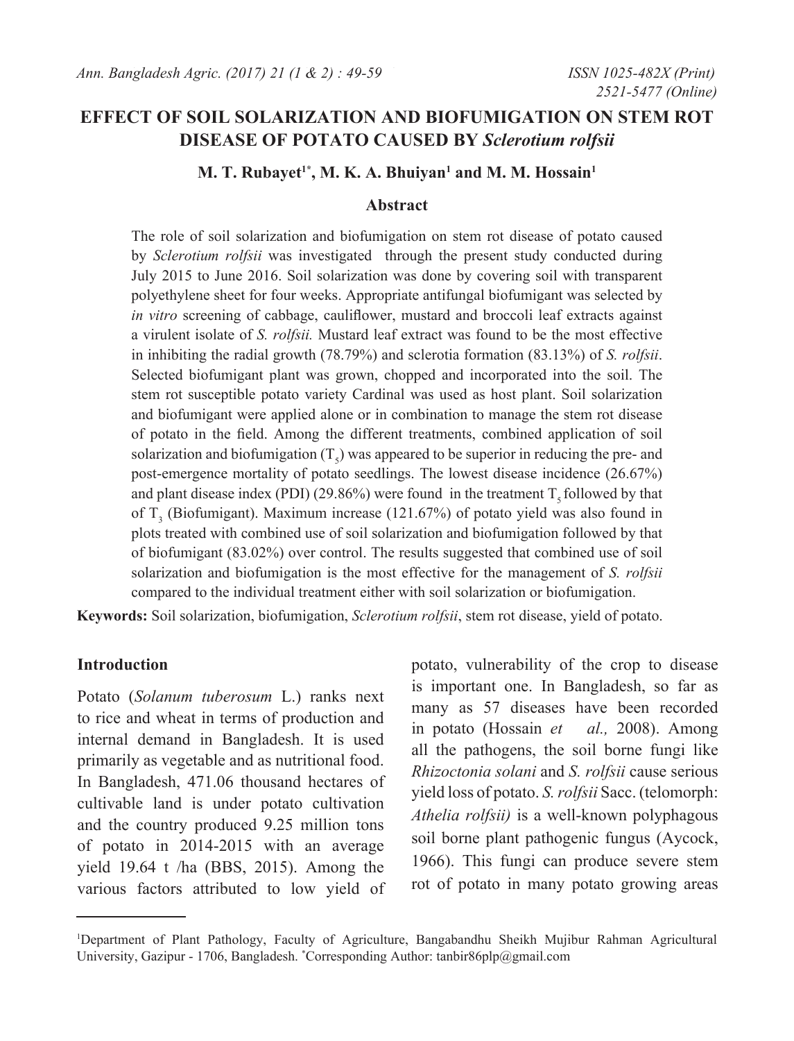# EFFECT OF SOIL SOLARIZATION AND BIOFUMIGATION ON STEM ROT DISEASE OF POTATO CAUSED BY *Sclerotium rolfsii*

**M. T. Rubayet[1*], M. K. A. Bhuiyan[1] and M. M. Hossain[1]**

## Abstract

The role of soil solarization and biofumigation on stem rot disease of potato caused by *Sclerotium rolfsii* was investigated through the present study conducted during July 2015 to June 2016. Soil solarization was done by covering soil with transparent polyethylene sheet for four weeks. Appropriate antifungal biofumigant was selected by *in vitro* screening of cabbage, cauliflower, mustard and broccoli leaf extracts against a virulent isolate of *S. rolfsii.* Mustard leaf extract was found to be the most effective in inhibiting the radial growth (78.79%) and sclerotia formation (83.13%) of *S. rolfsii*. Selected biofumigant plant was grown, chopped and incorporated into the soil. The stem rot susceptible potato variety Cardinal was used as host plant. Soil solarization and biofumigant were applied alone or in combination to manage the stem rot disease of potato in the field. Among the different treatments, combined application of soil solarization and biofumigation ($T_5$) was appeared to be superior in reducing the pre- and post-emergence mortality of potato seedlings. The lowest disease incidence (26.67%) and plant disease index (PDI) (29.86%) were found in the treatment $T_5$ followed by that of $T_3$ (Biofumigant). Maximum increase (121.67%) of potato yield was also found in plots treated with combined use of soil solarization and biofumigation followed by that of biofumigant (83.02%) over control. The results suggested that combined use of soil solarization and biofumigation is the most effective for the management of *S. rolfsii* compared to the individual treatment either with soil solarization or biofumigation.

**Keywords:** Soil solarization, biofumigation, *Sclerotium rolfsii*, stem rot disease, yield of potato.

## Introduction

Potato (*Solanum tuberosum* L.) ranks next to rice and wheat in terms of production and internal demand in Bangladesh. It is used primarily as vegetable and as nutritional food. In Bangladesh, 471.06 thousand hectares of cultivable land is under potato cultivation and the country produced 9.25 million tons of potato in 2014-2015 with an average yield 19.64 t /ha (BBS, 2015). Among the various factors attributed to low yield of potato, vulnerability of the crop to disease is important one. In Bangladesh, so far as many as 57 diseases have been recorded in potato (Hossain *et al.,* 2008). Among all the pathogens, the soil borne fungi like *Rhizoctonia solani* and *S. rolfsii* cause serious yield loss of potato. *S. rolfsii* Sacc. (telomorph: *Athelia rolfsii)* is a well-known polyphagous soil borne plant pathogenic fungus (Aycock, 1966). This fungi can produce severe stem rot of potato in many potato growing areas

[1]Department of Plant Pathology, Faculty of Agriculture, Bangabandhu Sheikh Mujibur Rahman Agricultural University, Gazipur - 1706, Bangladesh. [*]Corresponding Author: tanbir86plp@gmail.com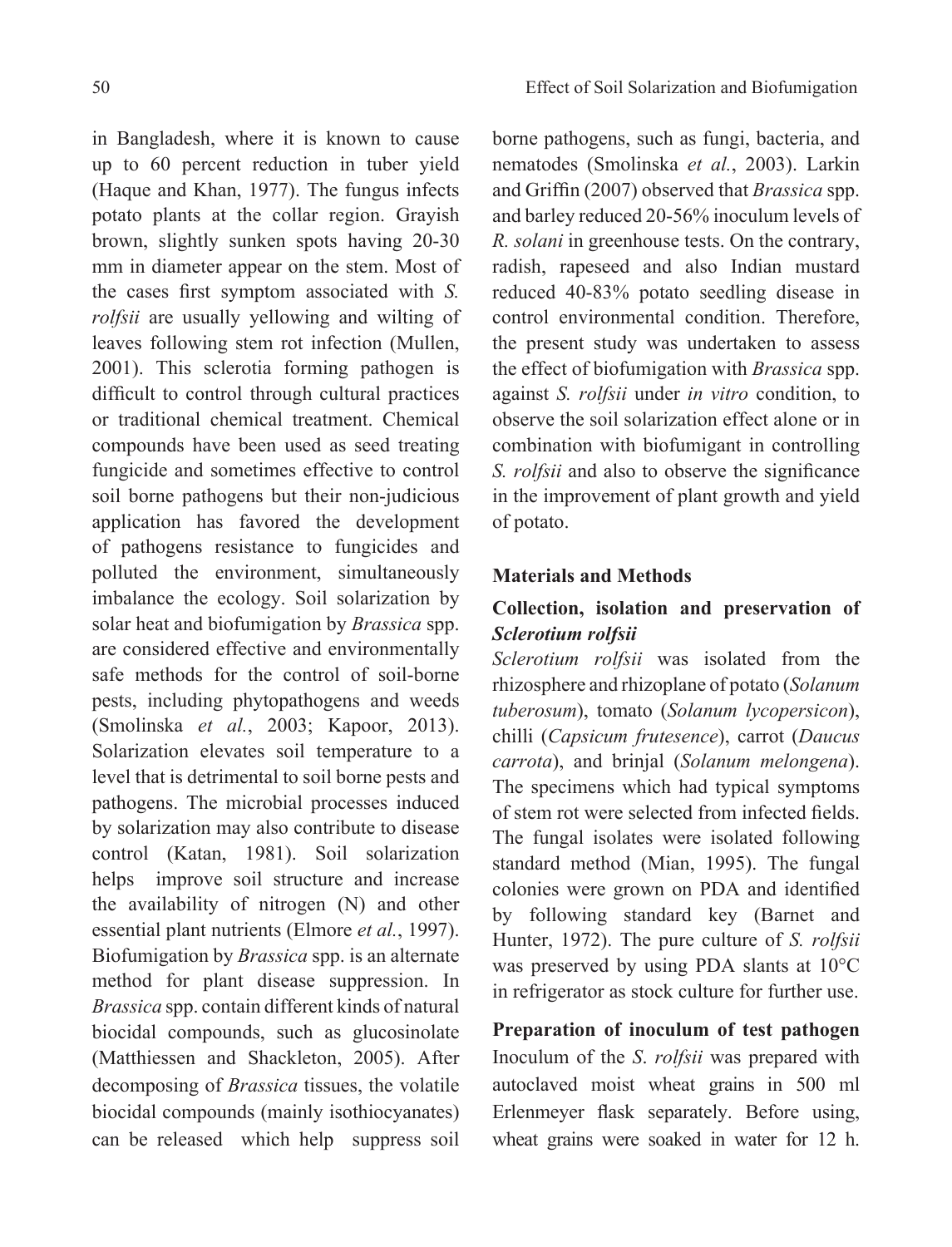in Bangladesh, where it is known to cause up to 60 percent reduction in tuber yield (Haque and Khan, 1977). The fungus infects potato plants at the collar region. Grayish brown, slightly sunken spots having 20-30 mm in diameter appear on the stem. Most of the cases first symptom associated with *S. rolfsii* are usually yellowing and wilting of leaves following stem rot infection (Mullen, 2001). This sclerotia forming pathogen is difficult to control through cultural practices or traditional chemical treatment. Chemical compounds have been used as seed treating fungicide and sometimes effective to control soil borne pathogens but their non-judicious application has favored the development of pathogens resistance to fungicides and polluted the environment, simultaneously imbalance the ecology. Soil solarization by solar heat and biofumigation by *Brassica* spp. are considered effective and environmentally safe methods for the control of soil-borne pests, including phytopathogens and weeds (Smolinska *et al.*, 2003; Kapoor, 2013). Solarization elevates soil temperature to a level that is detrimental to soil borne pests and pathogens. The microbial processes induced by solarization may also contribute to disease control (Katan, 1981). Soil solarization helps improve soil structure and increase the availability of nitrogen (N) and other essential plant nutrients (Elmore *et al.*, 1997). Biofumigation by *Brassica* spp. is an alternate method for plant disease suppression. In *Brassica* spp. contain different kinds of natural biocidal compounds, such as glucosinolate (Matthiessen and Shackleton, 2005). After decomposing of *Brassica* tissues, the volatile biocidal compounds (mainly isothiocyanates) can be released which help suppress soil borne pathogens, such as fungi, bacteria, and nematodes (Smolinska *et al.*, 2003). Larkin and Griffin (2007) observed that *Brassica* spp. and barley reduced 20-56% inoculum levels of *R. solani* in greenhouse tests. On the contrary, radish, rapeseed and also Indian mustard reduced 40-83% potato seedling disease in control environmental condition. Therefore, the present study was undertaken to assess the effect of biofumigation with *Brassica* spp. against *S. rolfsii* under *in vitro* condition, to observe the soil solarization effect alone or in combination with biofumigant in controlling *S. rolfsii* and also to observe the significance in the improvement of plant growth and yield of potato.

## Materials and Methods

### Collection, isolation and preservation of *Sclerotium rolfsii*

*Sclerotium rolfsii* was isolated from the rhizosphere and rhizoplane of potato (*Solanum tuberosum*), tomato (*Solanum lycopersicon*), chilli (*Capsicum frutesence*), carrot (*Daucus carrota*), and brinjal (*Solanum melongena*). The specimens which had typical symptoms of stem rot were selected from infected fields. The fungal isolates were isolated following standard method (Mian, 1995). The fungal colonies were grown on PDA and identified by following standard key (Barnet and Hunter, 1972). The pure culture of *S. rolfsii* was preserved by using PDA slants at 10°C in refrigerator as stock culture for further use.

**Preparation of inoculum of test pathogen** Inoculum of the *S. rolfsii* was prepared with autoclaved moist wheat grains in 500 ml Erlenmeyer flask separately. Before using, wheat grains were soaked in water for 12 h.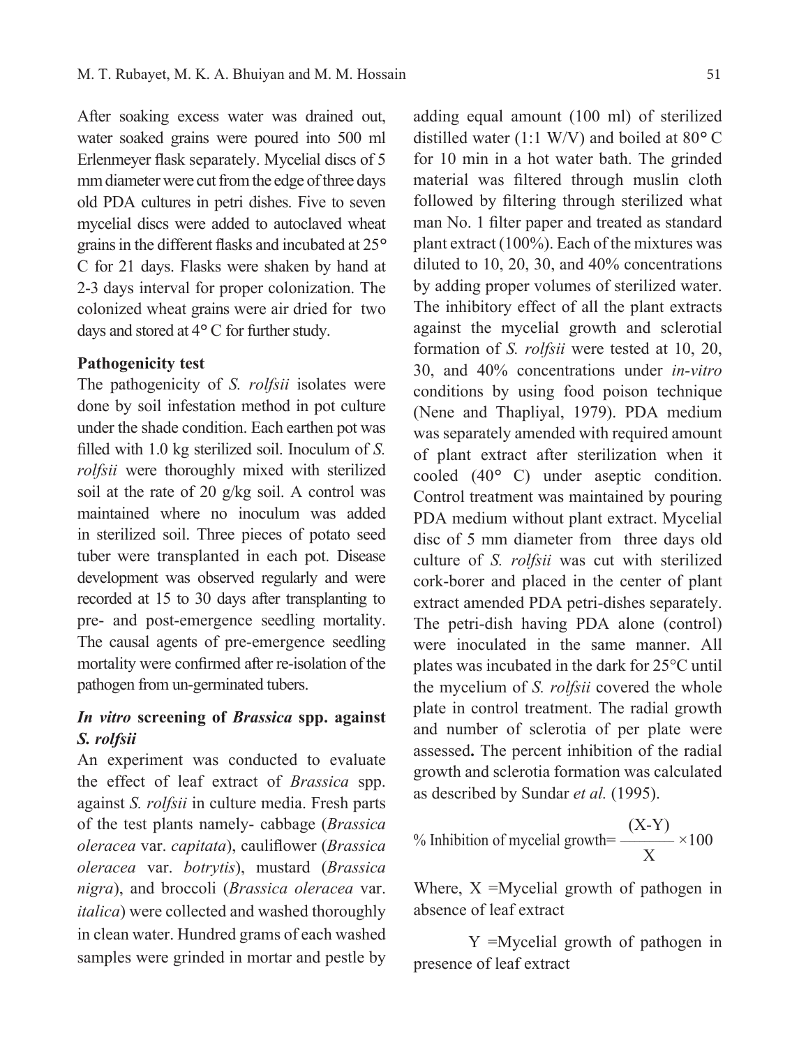After soaking excess water was drained out, water soaked grains were poured into 500 ml Erlenmeyer flask separately. Mycelial discs of 5 mm diameter were cut from the edge of three days old PDA cultures in petri dishes. Five to seven mycelial discs were added to autoclaved wheat grains in the different flasks and incubated at 25° C for 21 days. Flasks were shaken by hand at 2-3 days interval for proper colonization. The colonized wheat grains were air dried for two days and stored at 4° C for further study.

**Pathogenicity test**

The pathogenicity of *S. rolfsii* isolates were done by soil infestation method in pot culture under the shade condition. Each earthen pot was filled with 1.0 kg sterilized soil. Inoculum of *S. rolfsii* were thoroughly mixed with sterilized soil at the rate of 20 g/kg soil. A control was maintained where no inoculum was added in sterilized soil. Three pieces of potato seed tuber were transplanted in each pot. Disease development was observed regularly and were recorded at 15 to 30 days after transplanting to pre- and post-emergence seedling mortality. The causal agents of pre-emergence seedling mortality were confirmed after re-isolation of the pathogen from un-germinated tubers.

***In vitro* screening of *Brassica* spp. against *S. rolfsii***

An experiment was conducted to evaluate the effect of leaf extract of *Brassica* spp. against *S. rolfsii* in culture media. Fresh parts of the test plants namely- cabbage (*Brassica oleracea* var. *capitata*), cauliflower (*Brassica oleracea* var. *botrytis*), mustard (*Brassica nigra*), and broccoli (*Brassica oleracea* var. *italica*) were collected and washed thoroughly in clean water. Hundred grams of each washed samples were grinded in mortar and pestle by adding equal amount (100 ml) of sterilized distilled water (1:1 W/V) and boiled at 80° C for 10 min in a hot water bath. The grinded material was filtered through muslin cloth followed by filtering through sterilized what man No. 1 filter paper and treated as standard plant extract (100%). Each of the mixtures was diluted to 10, 20, 30, and 40% concentrations by adding proper volumes of sterilized water. The inhibitory effect of all the plant extracts against the mycelial growth and sclerotial formation of *S. rolfsii* were tested at 10, 20, 30, and 40% concentrations under *in-vitro* conditions by using food poison technique (Nene and Thapliyal, 1979). PDA medium was separately amended with required amount of plant extract after sterilization when it cooled (40° C) under aseptic condition. Control treatment was maintained by pouring PDA medium without plant extract. Mycelial disc of 5 mm diameter from three days old culture of *S. rolfsii* was cut with sterilized cork-borer and placed in the center of plant extract amended PDA petri-dishes separately. The petri-dish having PDA alone (control) were inoculated in the same manner. All plates was incubated in the dark for 25°C until the mycelium of *S. rolfsii* covered the whole plate in control treatment. The radial growth and number of sclerotia of per plate were assessed**.** The percent inhibition of the radial growth and sclerotia formation was calculated as described by Sundar *et al.* (1995).

$$\text{\% Inhibition of mycelial growth} = \frac{(X-Y)}{X} \times 100$$

Where, X =Mycelial growth of pathogen in absence of leaf extract

Y =Mycelial growth of pathogen in presence of leaf extract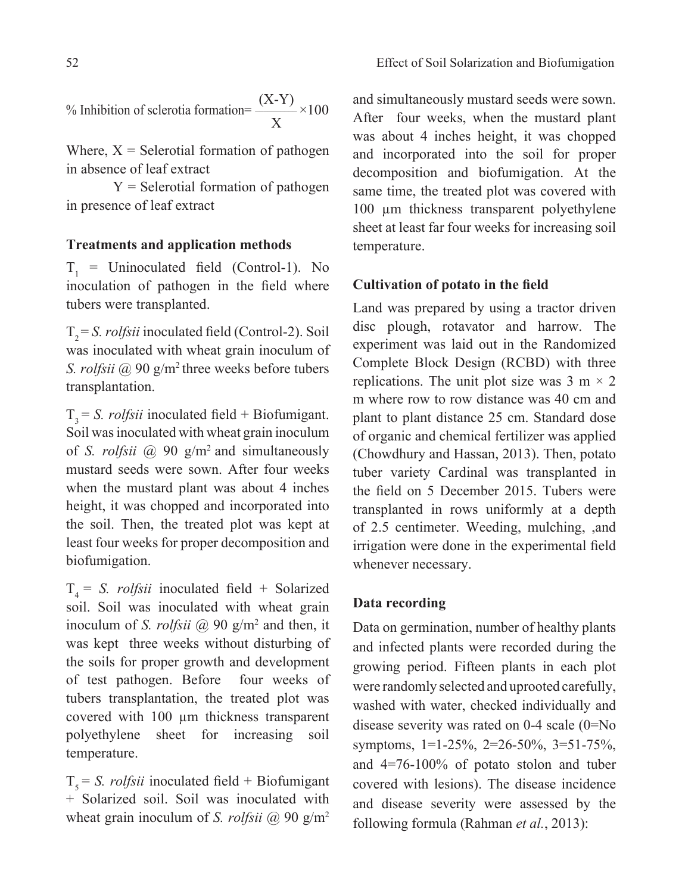$$\% \text{ Inhibition of sclerotia formation} = \frac{(X\text{-}Y)}{X} \times 100$$

Where, X = Selerotial formation of pathogen in absence of leaf extract

Y = Selerotial formation of pathogen in presence of leaf extract

**Treatments and application methods**

$T_1$ = Uninoculated field (Control-1). No inoculation of pathogen in the field where tubers were transplanted.

$T_2$ = *S. rolfsii* inoculated field (Control-2). Soil was inoculated with wheat grain inoculum of *S. rolfsii* @ 90 g/m$^2$ three weeks before tubers transplantation.

$T_3$ = *S. rolfsii* inoculated field + Biofumigant. Soil was inoculated with wheat grain inoculum of *S. rolfsii* @ 90 g/m$^2$ and simultaneously mustard seeds were sown. After four weeks when the mustard plant was about 4 inches height, it was chopped and incorporated into the soil. Then, the treated plot was kept at least four weeks for proper decomposition and biofumigation.

$T_4$ = *S. rolfsii* inoculated field + Solarized soil. Soil was inoculated with wheat grain inoculum of *S. rolfsii* @ 90 g/m$^2$ and then, it was kept three weeks without disturbing of the soils for proper growth and development of test pathogen. Before four weeks of tubers transplantation, the treated plot was covered with 100 µm thickness transparent polyethylene sheet for increasing soil temperature.

$T_5$ = *S. rolfsii* inoculated field + Biofumigant + Solarized soil. Soil was inoculated with wheat grain inoculum of *S. rolfsii* @ 90 g/m$^2$ and simultaneously mustard seeds were sown. After four weeks, when the mustard plant was about 4 inches height, it was chopped and incorporated into the soil for proper decomposition and biofumigation. At the same time, the treated plot was covered with 100 µm thickness transparent polyethylene sheet at least far four weeks for increasing soil temperature.

**Cultivation of potato in the field**

Land was prepared by using a tractor driven disc plough, rotavator and harrow. The experiment was laid out in the Randomized Complete Block Design (RCBD) with three replications. The unit plot size was 3 m × 2 m where row to row distance was 40 cm and plant to plant distance 25 cm. Standard dose of organic and chemical fertilizer was applied (Chowdhury and Hassan, 2013). Then, potato tuber variety Cardinal was transplanted in the field on 5 December 2015. Tubers were transplanted in rows uniformly at a depth of 2.5 centimeter. Weeding, mulching, ,and irrigation were done in the experimental field whenever necessary.

**Data recording**

Data on germination, number of healthy plants and infected plants were recorded during the growing period. Fifteen plants in each plot were randomly selected and uprooted carefully, washed with water, checked individually and disease severity was rated on 0-4 scale (0=No symptoms, 1=1-25%, 2=26-50%, 3=51-75%, and 4=76-100% of potato stolon and tuber covered with lesions). The disease incidence and disease severity were assessed by the following formula (Rahman *et al.*, 2013):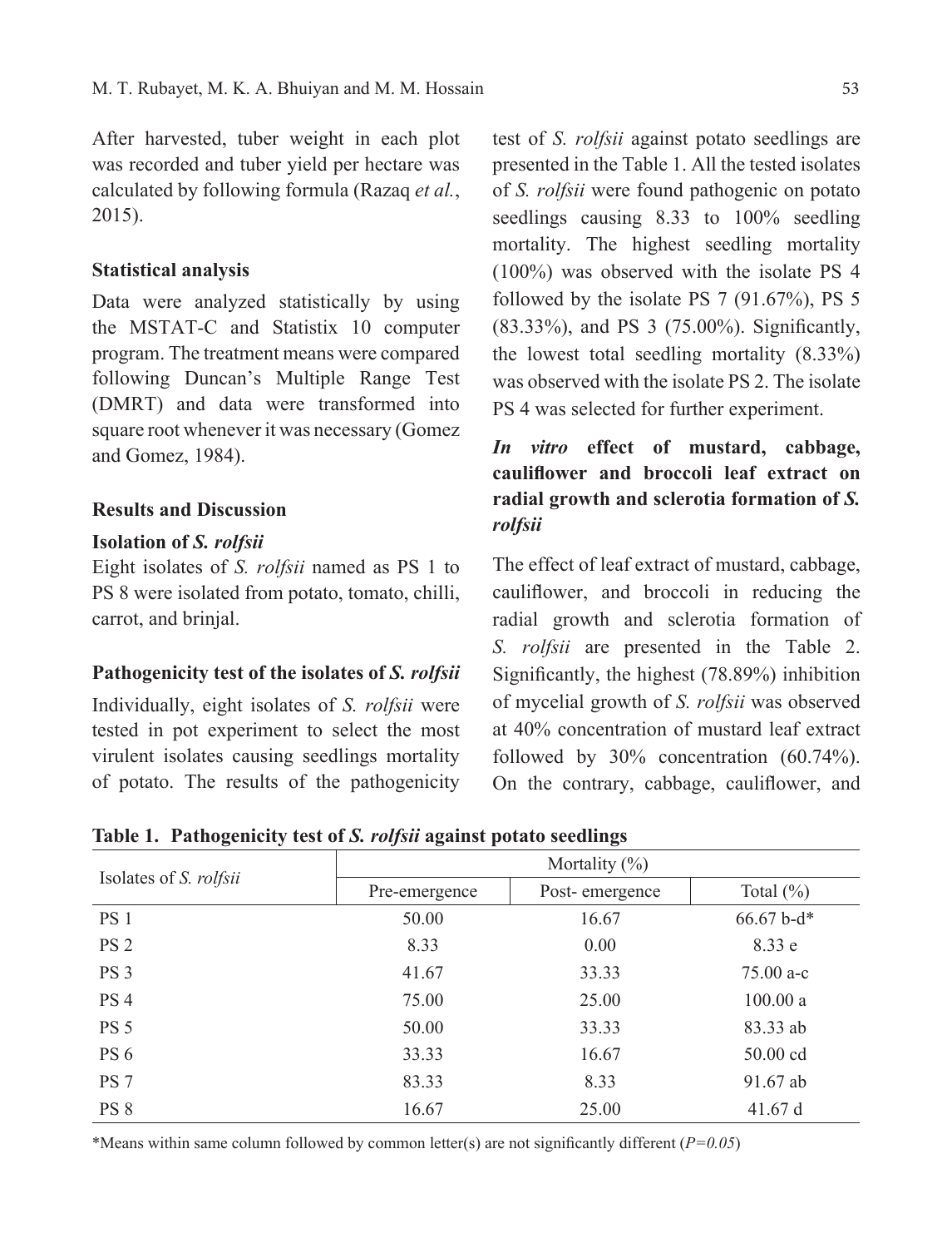After harvested, tuber weight in each plot was recorded and tuber yield per hectare was calculated by following formula (Razaq *et al.*, 2015).

### Statistical analysis

Data were analyzed statistically by using the MSTAT-C and Statistix 10 computer program. The treatment means were compared following Duncan's Multiple Range Test (DMRT) and data were transformed into square root whenever it was necessary (Gomez and Gomez, 1984).

## Results and Discussion

### Isolation of *S. rolfsii*

Eight isolates of *S. rolfsii* named as PS 1 to PS 8 were isolated from potato, tomato, chilli, carrot, and brinjal.

### Pathogenicity test of the isolates of *S. rolfsii*

Individually, eight isolates of *S. rolfsii* were tested in pot experiment to select the most virulent isolates causing seedlings mortality of potato. The results of the pathogenicity test of *S. rolfsii* against potato seedlings are presented in the Table 1. All the tested isolates of *S. rolfsii* were found pathogenic on potato seedlings causing 8.33 to 100% seedling mortality. The highest seedling mortality (100%) was observed with the isolate PS 4 followed by the isolate PS 7 (91.67%), PS 5 (83.33%), and PS 3 (75.00%). Significantly, the lowest total seedling mortality (8.33%) was observed with the isolate PS 2. The isolate PS 4 was selected for further experiment.

### *In vitro* effect of mustard, cabbage, cauliflower and broccoli leaf extract on radial growth and sclerotia formation of *S. rolfsii*

The effect of leaf extract of mustard, cabbage, cauliflower, and broccoli in reducing the radial growth and sclerotia formation of *S. rolfsii* are presented in the Table 2. Significantly, the highest (78.89%) inhibition of mycelial growth of *S. rolfsii* was observed at 40% concentration of mustard leaf extract followed by 30% concentration (60.74%). On the contrary, cabbage, cauliflower, and

**Table 1. Pathogenicity test of *S. rolfsii* against potato seedlings**

| Isolates of *S. rolfsii* | Mortality (%) | | |
|---|---|---|---|
| | Pre-emergence | Post- emergence | Total (%) |
| PS 1 | 50.00 | 16.67 | 66.67 b-d* |
| PS 2 | 8.33 | 0.00 | 8.33 e |
| PS 3 | 41.67 | 33.33 | 75.00 a-c |
| PS 4 | 75.00 | 25.00 | 100.00 a |
| PS 5 | 50.00 | 33.33 | 83.33 ab |
| PS 6 | 33.33 | 16.67 | 50.00 cd |
| PS 7 | 83.33 | 8.33 | 91.67 ab |
| PS 8 | 16.67 | 25.00 | 41.67 d |

*Means within same column followed by common letter(s) are not significantly different (*P=0.05*)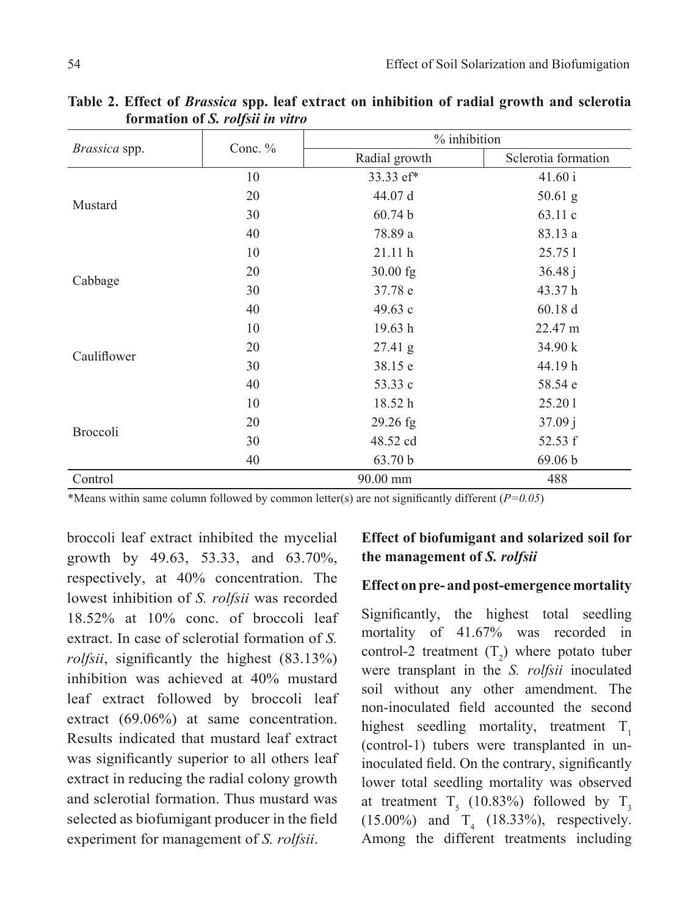**Table 2. Effect of *Brassica* spp. leaf extract on inhibition of radial growth and sclerotia formation of *S. rolfsii in vitro***

| *Brassica* spp. | Conc. % | % inhibition | |
|---|---|---|---|
| | | Radial growth | Sclerotia formation |
| Mustard | 10 | 33.33 ef* | 41.60 i |
| | 20 | 44.07 d | 50.61 g |
| | 30 | 60.74 b | 63.11 c |
| | 40 | 78.89 a | 83.13 a |
| Cabbage | 10 | 21.11 h | 25.75 l |
| | 20 | 30.00 fg | 36.48 j |
| | 30 | 37.78 e | 43.37 h |
| | 40 | 49.63 c | 60.18 d |
| Cauliflower | 10 | 19.63 h | 22.47 m |
| | 20 | 27.41 g | 34.90 k |
| | 30 | 38.15 e | 44.19 h |
| | 40 | 53.33 c | 58.54 e |
| Broccoli | 10 | 18.52 h | 25.20 l |
| | 20 | 29.26 fg | 37.09 j |
| | 30 | 48.52 cd | 52.53 f |
| | 40 | 63.70 b | 69.06 b |
| Control | | 90.00 mm | 488 |

*Means within same column followed by common letter(s) are not significantly different (*P=0.05*)

broccoli leaf extract inhibited the mycelial growth by 49.63, 53.33, and 63.70%, respectively, at 40% concentration. The lowest inhibition of *S. rolfsii* was recorded 18.52% at 10% conc. of broccoli leaf extract. In case of sclerotial formation of *S. rolfsii*, significantly the highest (83.13%) inhibition was achieved at 40% mustard leaf extract followed by broccoli leaf extract (69.06%) at same concentration. Results indicated that mustard leaf extract was significantly superior to all others leaf extract in reducing the radial colony growth and sclerotial formation. Thus mustard was selected as biofumigant producer in the field experiment for management of *S. rolfsii*.

### Effect of biofumigant and solarized soil for the management of *S. rolfsii*

#### Effect on pre- and post-emergence mortality

Significantly, the highest total seedling mortality of 41.67% was recorded in control-2 treatment ($T_2$) where potato tuber were transplant in the *S. rolfsii* inoculated soil without any other amendment. The non-inoculated field accounted the second highest seedling mortality, treatment $T_1$ (control-1) tubers were transplanted in un-inoculated field. On the contrary, significantly lower total seedling mortality was observed at treatment $T_5$ (10.83%) followed by $T_3$ (15.00%) and $T_4$ (18.33%), respectively. Among the different treatments including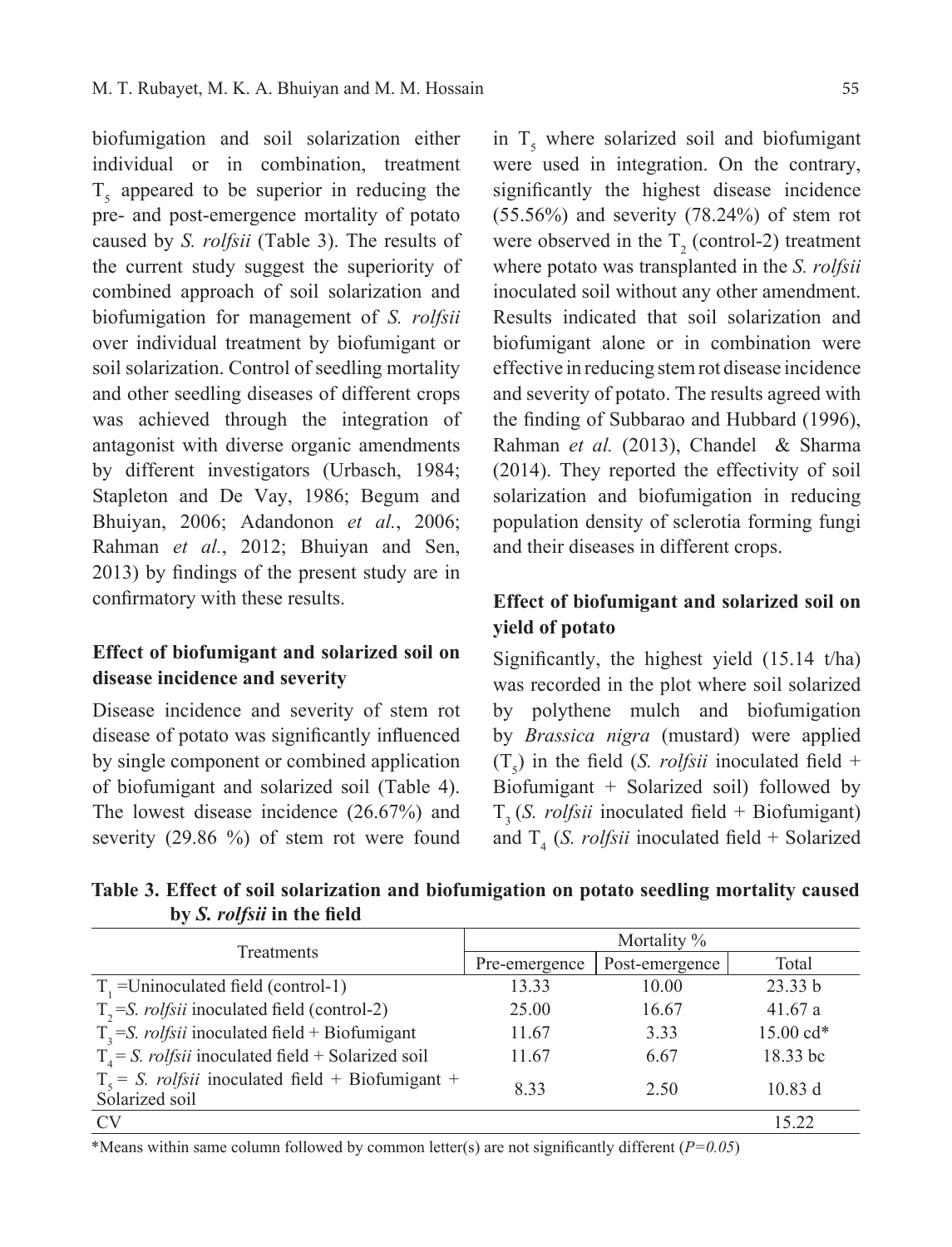biofumigation and soil solarization either individual or in combination, treatment $T_5$ appeared to be superior in reducing the pre- and post-emergence mortality of potato caused by *S. rolfsii* (Table 3). The results of the current study suggest the superiority of combined approach of soil solarization and biofumigation for management of *S. rolfsii* over individual treatment by biofumigant or soil solarization. Control of seedling mortality and other seedling diseases of different crops was achieved through the integration of antagonist with diverse organic amendments by different investigators (Urbasch, 1984; Stapleton and De Vay, 1986; Begum and Bhuiyan, 2006; Adandonon *et al.*, 2006; Rahman *et al.*, 2012; Bhuiyan and Sen, 2013) by findings of the present study are in confirmatory with these results.

### Effect of biofumigant and solarized soil on disease incidence and severity

Disease incidence and severity of stem rot disease of potato was significantly influenced by single component or combined application of biofumigant and solarized soil (Table 4). The lowest disease incidence (26.67%) and severity (29.86 %) of stem rot were found in $T_5$ where solarized soil and biofumigant were used in integration. On the contrary, significantly the highest disease incidence (55.56%) and severity (78.24%) of stem rot were observed in the $T_2$ (control-2) treatment where potato was transplanted in the *S. rolfsii* inoculated soil without any other amendment. Results indicated that soil solarization and biofumigant alone or in combination were effective in reducing stem rot disease incidence and severity of potato. The results agreed with the finding of Subbarao and Hubbard (1996), Rahman *et al.* (2013), Chandel & Sharma (2014). They reported the effectivity of soil solarization and biofumigation in reducing population density of sclerotia forming fungi and their diseases in different crops.

### Effect of biofumigant and solarized soil on yield of potato

Significantly, the highest yield (15.14 t/ha) was recorded in the plot where soil solarized by polythene mulch and biofumigation by *Brassica nigra* (mustard) were applied ($T_5$) in the field (*S. rolfsii* inoculated field + Biofumigant + Solarized soil) followed by $T_3$ (*S. rolfsii* inoculated field + Biofumigant) and $T_4$ (*S. rolfsii* inoculated field + Solarized

**Table 3. Effect of soil solarization and biofumigation on potato seedling mortality caused by *S. rolfsii* in the field**

| Treatments | Mortality % | | |
|---|---|---|---|
| | Pre-emergence | Post-emergence | Total |
| $T_1$ =Uninoculated field (control-1) | 13.33 | 10.00 | 23.33 b |
| $T_2$ =*S. rolfsii* inoculated field (control-2) | 25.00 | 16.67 | 41.67 a |
| $T_3$ =*S. rolfsii* inoculated field + Biofumigant | 11.67 | 3.33 | 15.00 cd* |
| $T_4$ = *S. rolfsii* inoculated field + Solarized soil | 11.67 | 6.67 | 18.33 bc |
| $T_5$ = *S. rolfsii* inoculated field + Biofumigant + Solarized soil | 8.33 | 2.50 | 10.83 d |
| CV | | | 15.22 |

*Means within same column followed by common letter(s) are not significantly different ($P=0.05$)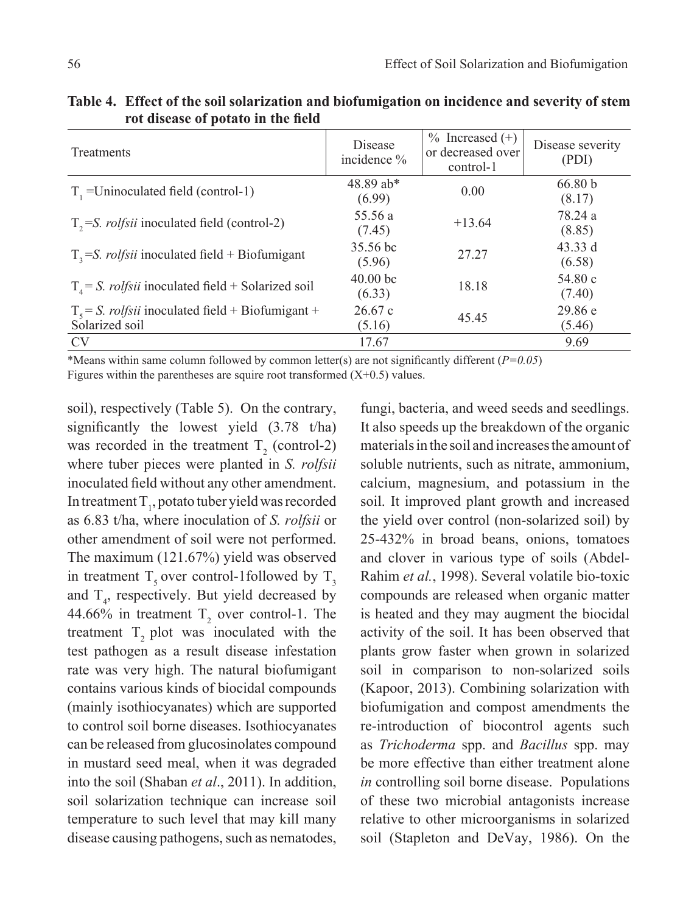**Table 4. Effect of the soil solarization and biofumigation on incidence and severity of stem rot disease of potato in the field**

| Treatments | Disease incidence % | % Increased (+) or decreased over control-1 | Disease severity (PDI) |
|---|---|---|---|
| $T_1$ =Uninoculated field (control-1) | 48.89 ab* (6.99) | 0.00 | 66.80 b (8.17) |
| $T_2$ =*S. rolfsii* inoculated field (control-2) | 55.56 a (7.45) | +13.64 | 78.24 a (8.85) |
| $T_3$ =*S. rolfsii* inoculated field + Biofumigant | 35.56 bc (5.96) | 27.27 | 43.33 d (6.58) |
| $T_4$ = *S. rolfsii* inoculated field + Solarized soil | 40.00 bc (6.33) | 18.18 | 54.80 c (7.40) |
| $T_5$ = *S. rolfsii* inoculated field + Biofumigant + Solarized soil | 26.67 c (5.16) | 45.45 | 29.86 e (5.46) |
| CV | 17.67 | | 9.69 |

*Means within same column followed by common letter(s) are not significantly different (*P=0.05*)
Figures within the parentheses are squire root transformed (X+0.5) values.

soil), respectively (Table 5). On the contrary, significantly the lowest yield (3.78 t/ha) was recorded in the treatment $T_2$ (control-2) where tuber pieces were planted in *S. rolfsii* inoculated field without any other amendment. In treatment $T_1$, potato tuber yield was recorded as 6.83 t/ha, where inoculation of *S. rolfsii* or other amendment of soil were not performed. The maximum (121.67%) yield was observed in treatment $T_5$ over control-1followed by $T_3$ and $T_4$, respectively. But yield decreased by 44.66% in treatment $T_2$ over control-1. The treatment $T_2$ plot was inoculated with the test pathogen as a result disease infestation rate was very high. The natural biofumigant contains various kinds of biocidal compounds (mainly isothiocyanates) which are supported to control soil borne diseases. Isothiocyanates can be released from glucosinolates compound in mustard seed meal, when it was degraded into the soil (Shaban *et al*., 2011). In addition, soil solarization technique can increase soil temperature to such level that may kill many disease causing pathogens, such as nematodes, fungi, bacteria, and weed seeds and seedlings. It also speeds up the breakdown of the organic materials in the soil and increases the amount of soluble nutrients, such as nitrate, ammonium, calcium, magnesium, and potassium in the soil. It improved plant growth and increased the yield over control (non-solarized soil) by 25-432% in broad beans, onions, tomatoes and clover in various type of soils (Abdel-Rahim *et al.*, 1998). Several volatile bio-toxic compounds are released when organic matter is heated and they may augment the biocidal activity of the soil. It has been observed that plants grow faster when grown in solarized soil in comparison to non-solarized soils (Kapoor, 2013). Combining solarization with biofumigation and compost amendments the re-introduction of biocontrol agents such as *Trichoderma* spp. and *Bacillus* spp. may be more effective than either treatment alone *in* controlling soil borne disease. Populations of these two microbial antagonists increase relative to other microorganisms in solarized soil (Stapleton and DeVay, 1986). On the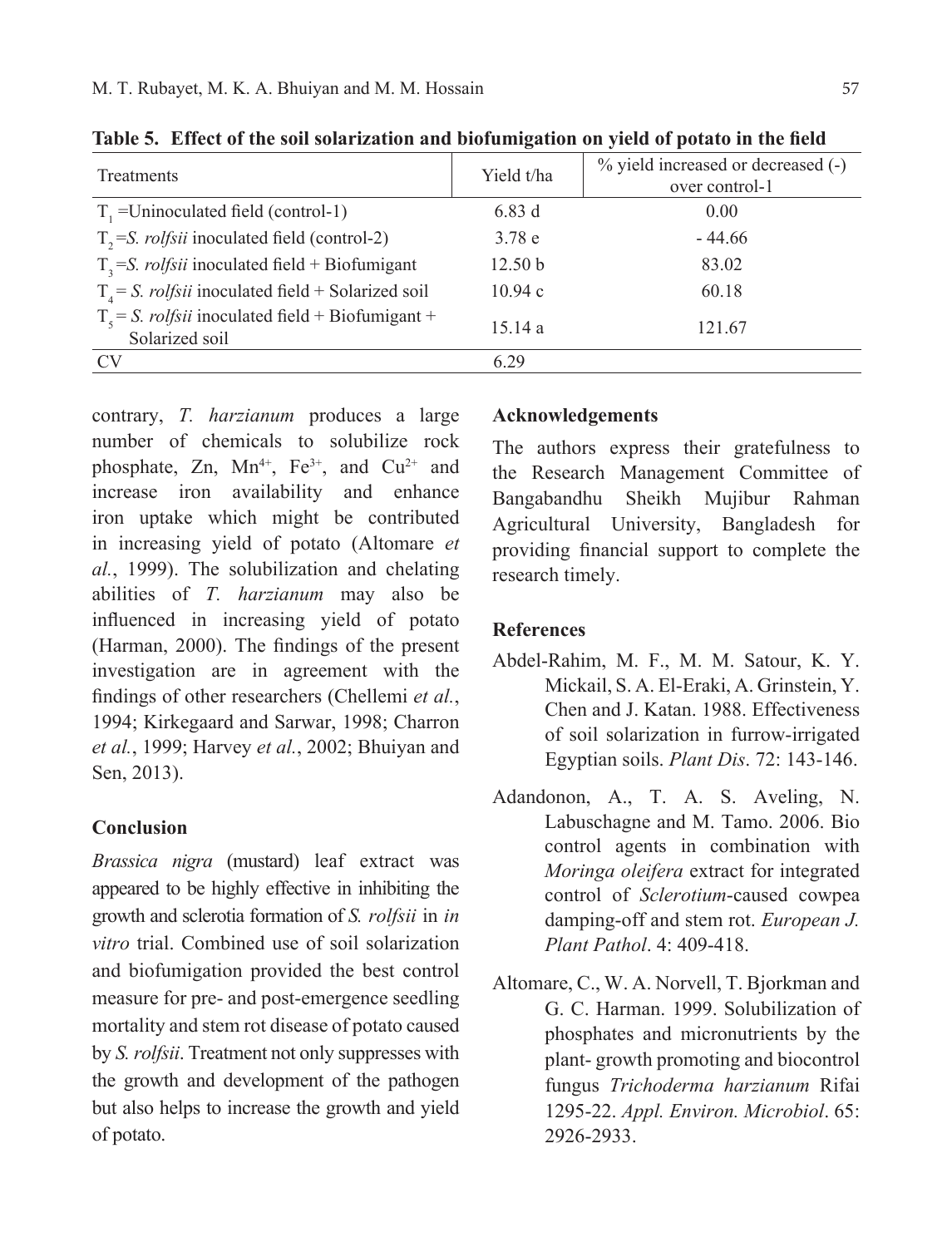**Table 5. Effect of the soil solarization and biofumigation on yield of potato in the field**

| Treatments | Yield t/ha | % yield increased or decreased (-) over control-1 |
|---|---|---|
| $T_1$ =Uninoculated field (control-1) | 6.83 d | 0.00 |
| $T_2$ =*S. rolfsii* inoculated field (control-2) | 3.78 e | - 44.66 |
| $T_3$ =*S. rolfsii* inoculated field + Biofumigant | 12.50 b | 83.02 |
| $T_4$ = *S. rolfsii* inoculated field + Solarized soil | 10.94 c | 60.18 |
| $T_5$ = *S. rolfsii* inoculated field + Biofumigant + Solarized soil | 15.14 a | 121.67 |
| CV | 6.29 | |

contrary, *T. harzianum* produces a large number of chemicals to solubilize rock phosphate, Zn, $Mn^{4+}$, $Fe^{3+}$, and $Cu^{2+}$ and increase iron availability and enhance iron uptake which might be contributed in increasing yield of potato (Altomare *et al.*, 1999). The solubilization and chelating abilities of *T. harzianum* may also be influenced in increasing yield of potato (Harman, 2000). The findings of the present investigation are in agreement with the findings of other researchers (Chellemi *et al.*, 1994; Kirkegaard and Sarwar, 1998; Charron *et al.*, 1999; Harvey *et al.*, 2002; Bhuiyan and Sen, 2013).

## Conclusion

*Brassica nigra* (mustard) leaf extract was appeared to be highly effective in inhibiting the growth and sclerotia formation of *S. rolfsii* in *in vitro* trial. Combined use of soil solarization and biofumigation provided the best control measure for pre- and post-emergence seedling mortality and stem rot disease of potato caused by *S. rolfsii*. Treatment not only suppresses with the growth and development of the pathogen but also helps to increase the growth and yield of potato.

## Acknowledgements

The authors express their gratefulness to the Research Management Committee of Bangabandhu Sheikh Mujibur Rahman Agricultural University, Bangladesh for providing financial support to complete the research timely.

## References

Abdel-Rahim, M. F., M. M. Satour, K. Y. Mickail, S. A. El-Eraki, A. Grinstein, Y. Chen and J. Katan. 1988. Effectiveness of soil solarization in furrow-irrigated Egyptian soils. *Plant Dis*. 72: 143-146.

Adandonon, A., T. A. S. Aveling, N. Labuschagne and M. Tamo. 2006. Bio control agents in combination with *Moringa oleifera* extract for integrated control of *Sclerotium*-caused cowpea damping-off and stem rot. *European J. Plant Pathol*. 4: 409-418.

Altomare, C., W. A. Norvell, T. Bjorkman and G. C. Harman. 1999. Solubilization of phosphates and micronutrients by the plant- growth promoting and biocontrol fungus *Trichoderma harzianum* Rifai 1295-22. *Appl. Environ. Microbiol*. 65: 2926-2933.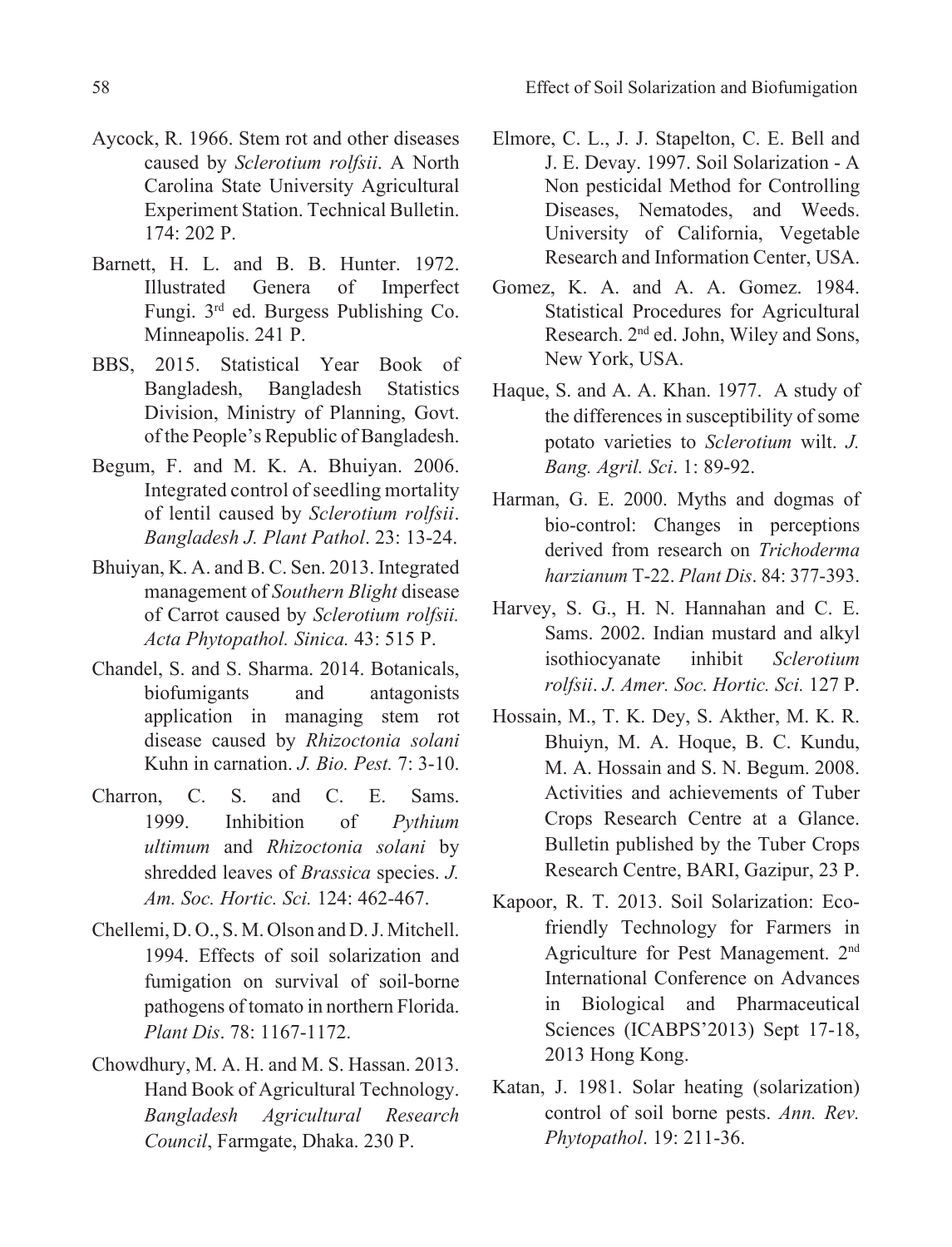Aycock, R. 1966. Stem rot and other diseases caused by *Sclerotium rolfsii*. A North Carolina State University Agricultural Experiment Station. Technical Bulletin. 174: 202 P.

Barnett, H. L. and B. B. Hunter. 1972. Illustrated Genera of Imperfect Fungi. 3rd ed. Burgess Publishing Co. Minneapolis. 241 P.

BBS, 2015. Statistical Year Book of Bangladesh, Bangladesh Statistics Division, Ministry of Planning, Govt. of the People's Republic of Bangladesh.

Begum, F. and M. K. A. Bhuiyan. 2006. Integrated control of seedling mortality of lentil caused by *Sclerotium rolfsii*. *Bangladesh J. Plant Pathol*. 23: 13-24.

Bhuiyan, K. A. and B. C. Sen. 2013. Integrated management of *Southern Blight* disease of Carrot caused by *Sclerotium rolfsii. Acta Phytopathol. Sinica.* 43: 515 P.

Chandel, S. and S. Sharma. 2014. Botanicals, biofumigants and antagonists application in managing stem rot disease caused by *Rhizoctonia solani* Kuhn in carnation. *J. Bio. Pest.* 7: 3-10.

Charron, C. S. and C. E. Sams. 1999. Inhibition of *Pythium ultimum* and *Rhizoctonia solani* by shredded leaves of *Brassica* species. *J. Am. Soc. Hortic. Sci.* 124: 462-467.

Chellemi, D. O., S. M. Olson and D. J. Mitchell. 1994. Effects of soil solarization and fumigation on survival of soil-borne pathogens of tomato in northern Florida. *Plant Dis*. 78: 1167-1172.

Chowdhury, M. A. H. and M. S. Hassan. 2013. Hand Book of Agricultural Technology. *Bangladesh Agricultural Research Council*, Farmgate, Dhaka. 230 P.

Elmore, C. L., J. J. Stapelton, C. E. Bell and J. E. Devay. 1997. Soil Solarization - A Non pesticidal Method for Controlling Diseases, Nematodes, and Weeds. University of California, Vegetable Research and Information Center, USA.

Gomez, K. A. and A. A. Gomez. 1984. Statistical Procedures for Agricultural Research. 2nd ed. John, Wiley and Sons, New York, USA.

Haque, S. and A. A. Khan. 1977. A study of the differences in susceptibility of some potato varieties to *Sclerotium* wilt. *J. Bang. Agril. Sci*. 1: 89-92.

Harman, G. E. 2000. Myths and dogmas of bio-control: Changes in perceptions derived from research on *Trichoderma harzianum* T-22. *Plant Dis*. 84: 377-393.

Harvey, S. G., H. N. Hannahan and C. E. Sams. 2002. Indian mustard and alkyl isothiocyanate inhibit *Sclerotium rolfsii*. *J. Amer. Soc. Hortic. Sci.* 127 P.

Hossain, M., T. K. Dey, S. Akther, M. K. R. Bhuiyn, M. A. Hoque, B. C. Kundu, M. A. Hossain and S. N. Begum. 2008. Activities and achievements of Tuber Crops Research Centre at a Glance. Bulletin published by the Tuber Crops Research Centre, BARI, Gazipur, 23 P.

Kapoor, R. T. 2013. Soil Solarization: Eco-friendly Technology for Farmers in Agriculture for Pest Management. 2nd International Conference on Advances in Biological and Pharmaceutical Sciences (ICABPS'2013) Sept 17-18, 2013 Hong Kong.

Katan, J. 1981. Solar heating (solarization) control of soil borne pests. *Ann. Rev. Phytopathol*. 19: 211-36.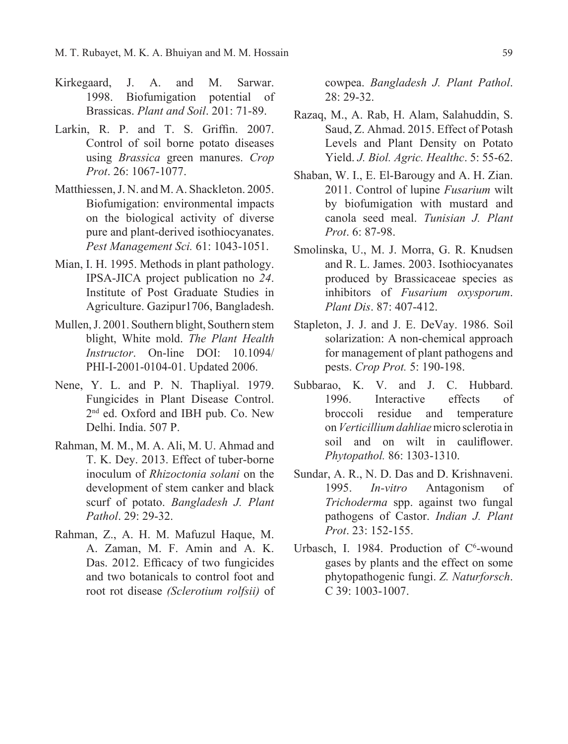Kirkegaard, J. A. and M. Sarwar. 1998. Biofumigation potential of Brassicas. *Plant and Soil*. 201: 71-89.

Larkin, R. P. and T. S. Griffin. 2007. Control of soil borne potato diseases using *Brassica* green manures. *Crop Prot*. 26: 1067-1077.

Matthiessen, J. N. and M. A. Shackleton. 2005. Biofumigation: environmental impacts on the biological activity of diverse pure and plant-derived isothiocyanates. *Pest Management Sci.* 61: 1043-1051.

Mian, I. H. 1995. Methods in plant pathology. IPSA-JICA project publication no *24*. Institute of Post Graduate Studies in Agriculture. Gazipur1706, Bangladesh.

Mullen, J. 2001. Southern blight, Southern stem blight, White mold. *The Plant Health Instructor*. On-line DOI: 10.1094/PHI-I-2001-0104-01. Updated 2006.

Nene, Y. L. and P. N. Thapliyal. 1979. Fungicides in Plant Disease Control. 2nd ed. Oxford and IBH pub. Co. New Delhi. India. 507 P.

Rahman, M. M., M. A. Ali, M. U. Ahmad and T. K. Dey. 2013. Effect of tuber-borne inoculum of *Rhizoctonia solani* on the development of stem canker and black scurf of potato. *Bangladesh J. Plant Pathol*. 29: 29-32.

Rahman, Z., A. H. M. Mafuzul Haque, M. A. Zaman, M. F. Amin and A. K. Das. 2012. Efficacy of two fungicides and two botanicals to control foot and root rot disease *(Sclerotium rolfsii)* of cowpea. *Bangladesh J. Plant Pathol*. 28: 29-32.

Razaq, M., A. Rab, H. Alam, Salahuddin, S. Saud, Z. Ahmad. 2015. Effect of Potash Levels and Plant Density on Potato Yield. *J. Biol. Agric. Healthc*. 5: 55-62.

Shaban, W. I., E. El-Barougy and A. H. Zian. 2011. Control of lupine *Fusarium* wilt by biofumigation with mustard and canola seed meal. *Tunisian J. Plant Prot*. 6: 87-98.

Smolinska, U., M. J. Morra, G. R. Knudsen and R. L. James. 2003. Isothiocyanates produced by Brassicaceae species as inhibitors of *Fusarium oxysporum*. *Plant Dis*. 87: 407-412.

Stapleton, J. J. and J. E. DeVay. 1986. Soil solarization: A non-chemical approach for management of plant pathogens and pests. *Crop Prot.* 5: 190-198.

Subbarao, K. V. and J. C. Hubbard. 1996. Interactive effects of broccoli residue and temperature on *Verticillium dahliae* micro sclerotia in soil and on wilt in cauliflower. *Phytopathol.* 86: 1303-1310.

Sundar, A. R., N. D. Das and D. Krishnaveni. 1995. *In-vitro* Antagonism of *Trichoderma* spp. against two fungal pathogens of Castor. *Indian J. Plant Prot*. 23: 152-155.

Urbasch, I. 1984. Production of $C^6$-wound gases by plants and the effect on some phytopathogenic fungi. *Z. Naturforsch*. C 39: 1003-1007.